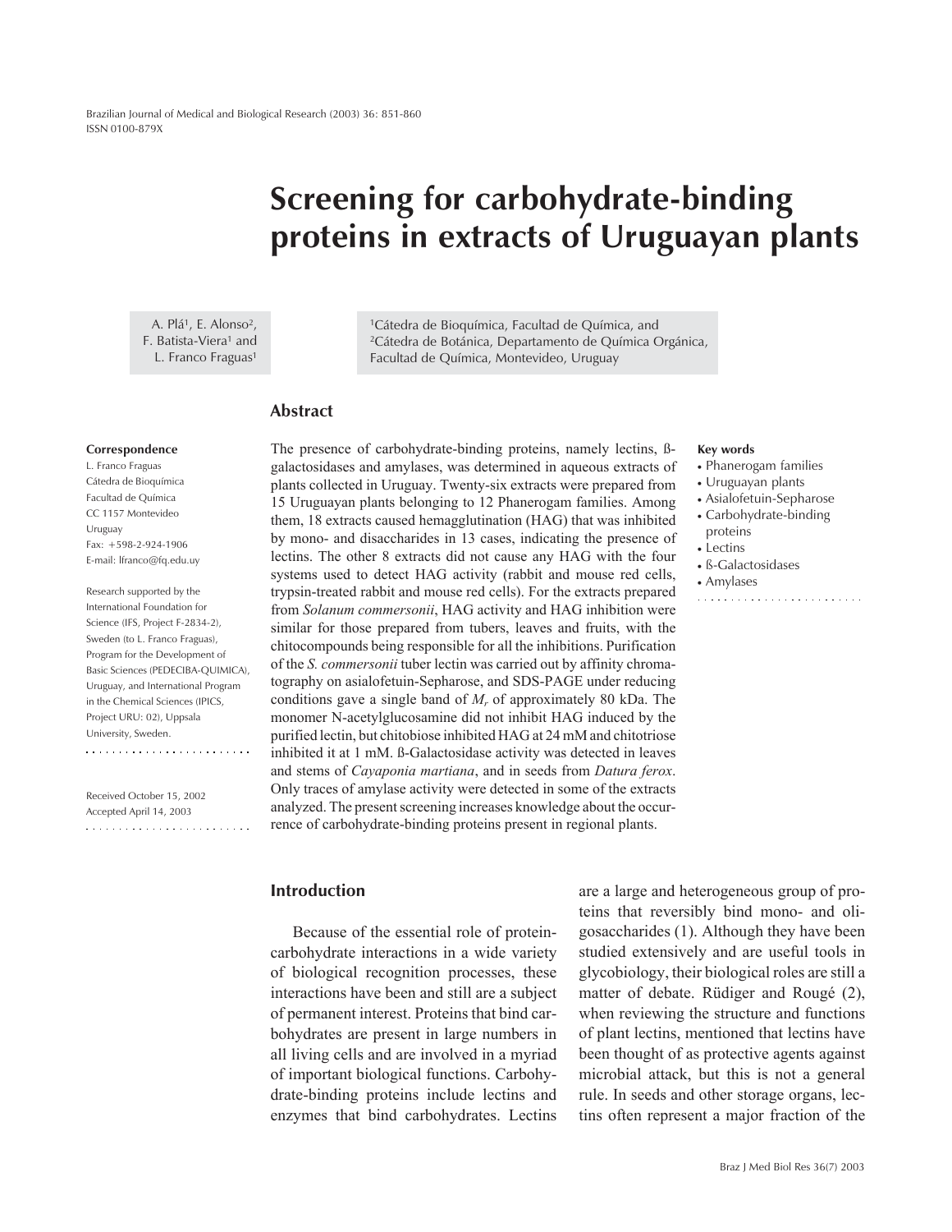# Screening for carbohydrate-binding proteins in extracts of Uruguayan plants

A. Plá[1], E. Alonso[2], F. Batista-Viera[1] and L. Franco Fraguas[1]

[1]Cátedra de Bioquímica, Facultad de Química, and
[2]Cátedra de Botánica, Departamento de Química Orgánica, Facultad de Química, Montevideo, Uruguay

**Correspondence**
L. Franco Fraguas
Cátedra de Bioquímica
Facultad de Química
CC 1157 Montevideo
Uruguay
Fax: +598-2-924-1906
E-mail: lfranco@fq.edu.uy

Research supported by the International Foundation for Science (IFS, Project F-2834-2), Sweden (to L. Franco Fraguas), Program for the Development of Basic Sciences (PEDECIBA-QUIMICA), Uruguay, and International Program in the Chemical Sciences (IPICS, Project URU: 02), Uppsala University, Sweden.

Received October 15, 2002
Accepted April 14, 2003

## Abstract

The presence of carbohydrate-binding proteins, namely lectins, ß-galactosidases and amylases, was determined in aqueous extracts of plants collected in Uruguay. Twenty-six extracts were prepared from 15 Uruguayan plants belonging to 12 Phanerogam families. Among them, 18 extracts caused hemagglutination (HAG) that was inhibited by mono- and disaccharides in 13 cases, indicating the presence of lectins. The other 8 extracts did not cause any HAG with the four systems used to detect HAG activity (rabbit and mouse red cells, trypsin-treated rabbit and mouse red cells). For the extracts prepared from *Solanum commersonii*, HAG activity and HAG inhibition were similar for those prepared from tubers, leaves and fruits, with the chitocompounds being responsible for all the inhibitions. Purification of the *S. commersonii* tuber lectin was carried out by affinity chromatography on asialofetuin-Sepharose, and SDS-PAGE under reducing conditions gave a single band of $M_r$ of approximately 80 kDa. The monomer N-acetylglucosamine did not inhibit HAG induced by the purified lectin, but chitobiose inhibited HAG at 24 mM and chitotriose inhibited it at 1 mM. ß-Galactosidase activity was detected in leaves and stems of *Cayaponia martiana*, and in seeds from *Datura ferox*. Only traces of amylase activity were detected in some of the extracts analyzed. The present screening increases knowledge about the occurrence of carbohydrate-binding proteins present in regional plants.

**Key words**
- Phanerogam families
- Uruguayan plants
- Asialofetuin-Sepharose
- Carbohydrate-binding proteins
- Lectins
- ß-Galactosidases
- Amylases

## Introduction

Because of the essential role of protein-carbohydrate interactions in a wide variety of biological recognition processes, these interactions have been and still are a subject of permanent interest. Proteins that bind carbohydrates are present in large numbers in all living cells and are involved in a myriad of important biological functions. Carbohydrate-binding proteins include lectins and enzymes that bind carbohydrates. Lectins are a large and heterogeneous group of proteins that reversibly bind mono- and oligosaccharides (1). Although they have been studied extensively and are useful tools in glycobiology, their biological roles are still a matter of debate. Rüdiger and Rougé (2), when reviewing the structure and functions of plant lectins, mentioned that lectins have been thought of as protective agents against microbial attack, but this is not a general rule. In seeds and other storage organs, lectins often represent a major fraction of the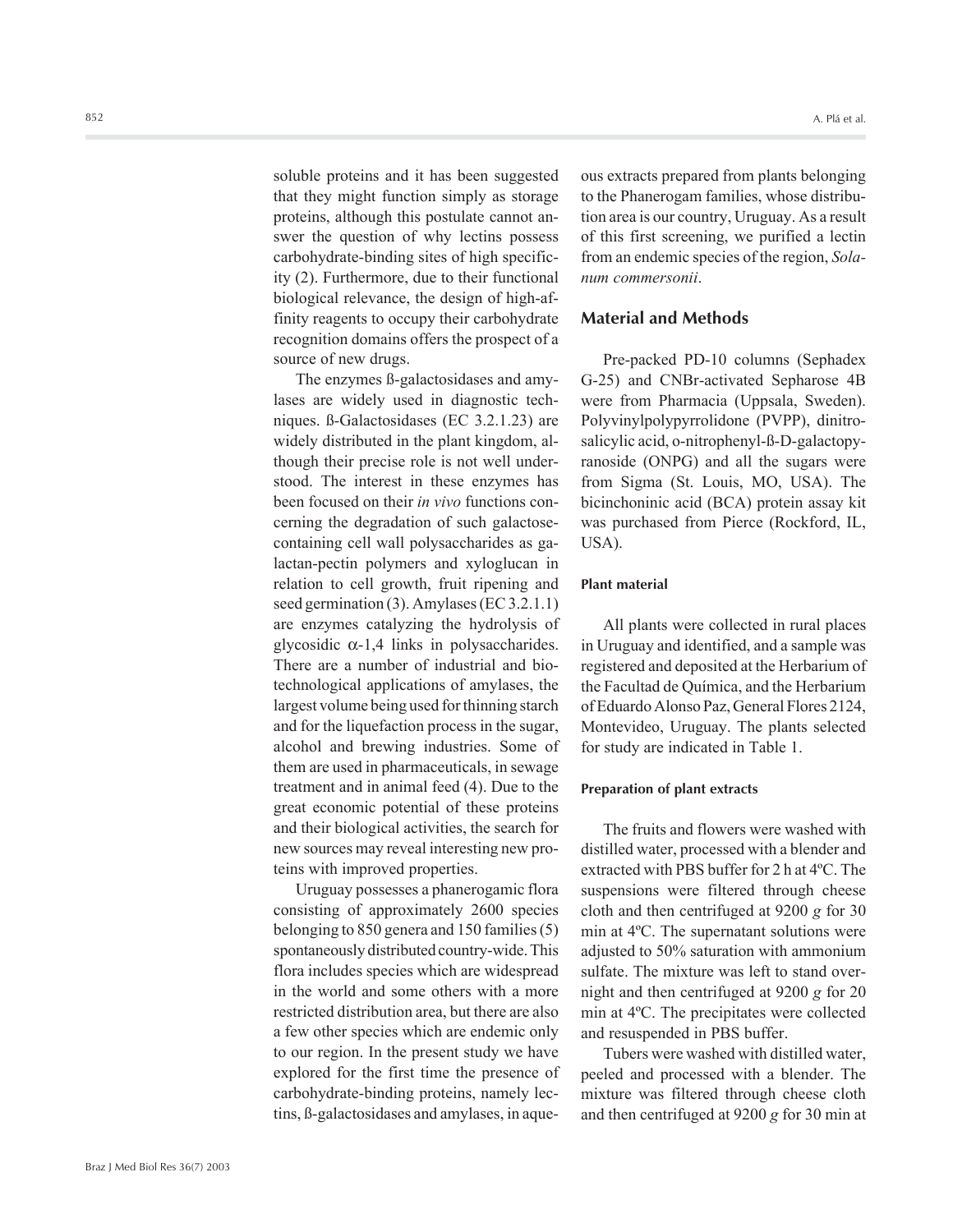soluble proteins and it has been suggested that they might function simply as storage proteins, although this postulate cannot answer the question of why lectins possess carbohydrate-binding sites of high specificity (2). Furthermore, due to their functional biological relevance, the design of high-affinity reagents to occupy their carbohydrate recognition domains offers the prospect of a source of new drugs.

The enzymes ß-galactosidases and amylases are widely used in diagnostic techniques. ß-Galactosidases (EC 3.2.1.23) are widely distributed in the plant kingdom, although their precise role is not well understood. The interest in these enzymes has been focused on their *in vivo* functions concerning the degradation of such galactose-containing cell wall polysaccharides as galactan-pectin polymers and xyloglucan in relation to cell growth, fruit ripening and seed germination (3). Amylases (EC 3.2.1.1) are enzymes catalyzing the hydrolysis of glycosidic $\alpha$-1,4 links in polysaccharides. There are a number of industrial and biotechnological applications of amylases, the largest volume being used for thinning starch and for the liquefaction process in the sugar, alcohol and brewing industries. Some of them are used in pharmaceuticals, in sewage treatment and in animal feed (4). Due to the great economic potential of these proteins and their biological activities, the search for new sources may reveal interesting new proteins with improved properties.

Uruguay possesses a phanerogamic flora consisting of approximately 2600 species belonging to 850 genera and 150 families (5) spontaneously distributed country-wide. This flora includes species which are widespread in the world and some others with a more restricted distribution area, but there are also a few other species which are endemic only to our region. In the present study we have explored for the first time the presence of carbohydrate-binding proteins, namely lectins, ß-galactosidases and amylases, in aqueous extracts prepared from plants belonging to the Phanerogam families, whose distribution area is our country, Uruguay. As a result of this first screening, we purified a lectin from an endemic species of the region, *Solanum commersonii*.

## Material and Methods

Pre-packed PD-10 columns (Sephadex G-25) and CNBr-activated Sepharose 4B were from Pharmacia (Uppsala, Sweden). Polyvinylpolypyrrolidone (PVPP), dinitrosalicylic acid, o-nitrophenyl-ß-D-galactopyranoside (ONPG) and all the sugars were from Sigma (St. Louis, MO, USA). The bicinchoninic acid (BCA) protein assay kit was purchased from Pierce (Rockford, IL, USA).

### Plant material

All plants were collected in rural places in Uruguay and identified, and a sample was registered and deposited at the Herbarium of the Facultad de Química, and the Herbarium of Eduardo Alonso Paz, General Flores 2124, Montevideo, Uruguay. The plants selected for study are indicated in Table 1.

### Preparation of plant extracts

The fruits and flowers were washed with distilled water, processed with a blender and extracted with PBS buffer for 2 h at 4ºC. The suspensions were filtered through cheese cloth and then centrifuged at 9200 *g* for 30 min at 4ºC. The supernatant solutions were adjusted to 50% saturation with ammonium sulfate. The mixture was left to stand overnight and then centrifuged at 9200 *g* for 20 min at 4ºC. The precipitates were collected and resuspended in PBS buffer.

Tubers were washed with distilled water, peeled and processed with a blender. The mixture was filtered through cheese cloth and then centrifuged at 9200 *g* for 30 min at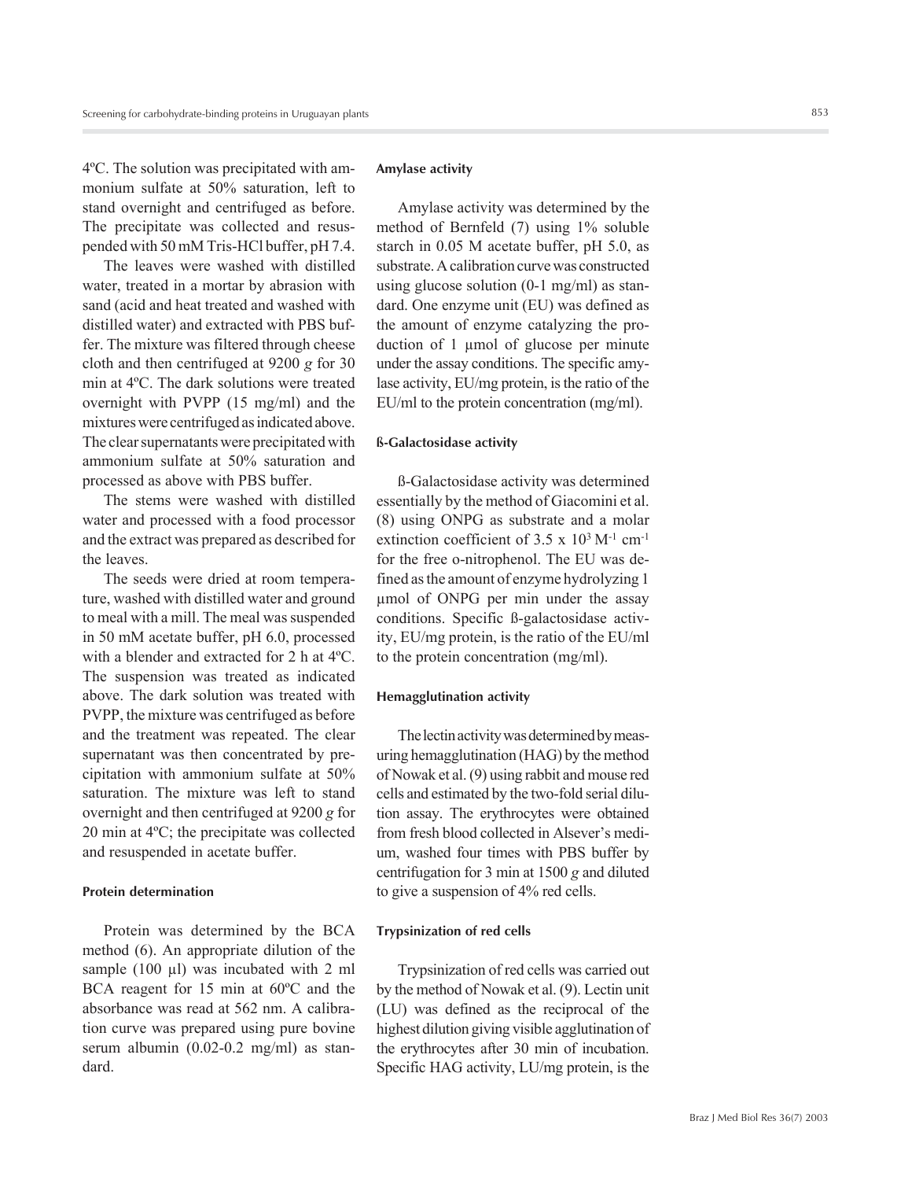4ºC. The solution was precipitated with ammonium sulfate at 50% saturation, left to stand overnight and centrifuged as before. The precipitate was collected and resuspended with 50 mM Tris-HCl buffer, pH 7.4.

The leaves were washed with distilled water, treated in a mortar by abrasion with sand (acid and heat treated and washed with distilled water) and extracted with PBS buffer. The mixture was filtered through cheese cloth and then centrifuged at 9200 *g* for 30 min at 4ºC. The dark solutions were treated overnight with PVPP (15 mg/ml) and the mixtures were centrifuged as indicated above. The clear supernatants were precipitated with ammonium sulfate at 50% saturation and processed as above with PBS buffer.

The stems were washed with distilled water and processed with a food processor and the extract was prepared as described for the leaves.

The seeds were dried at room temperature, washed with distilled water and ground to meal with a mill. The meal was suspended in 50 mM acetate buffer, pH 6.0, processed with a blender and extracted for 2 h at 4ºC. The suspension was treated as indicated above. The dark solution was treated with PVPP, the mixture was centrifuged as before and the treatment was repeated. The clear supernatant was then concentrated by precipitation with ammonium sulfate at 50% saturation. The mixture was left to stand overnight and then centrifuged at 9200 *g* for 20 min at 4ºC; the precipitate was collected and resuspended in acetate buffer.

#### Protein determination

Protein was determined by the BCA method (6). An appropriate dilution of the sample (100 µl) was incubated with 2 ml BCA reagent for 15 min at 60ºC and the absorbance was read at 562 nm. A calibration curve was prepared using pure bovine serum albumin (0.02-0.2 mg/ml) as standard.

#### Amylase activity

Amylase activity was determined by the method of Bernfeld (7) using 1% soluble starch in 0.05 M acetate buffer, pH 5.0, as substrate. A calibration curve was constructed using glucose solution (0-1 mg/ml) as standard. One enzyme unit (EU) was defined as the amount of enzyme catalyzing the production of 1 µmol of glucose per minute under the assay conditions. The specific amylase activity, EU/mg protein, is the ratio of the EU/ml to the protein concentration (mg/ml).

#### ß-Galactosidase activity

ß-Galactosidase activity was determined essentially by the method of Giacomini et al. (8) using ONPG as substrate and a molar extinction coefficient of $3.5 \times 10^3$ $M^{-1}$ $cm^{-1}$ for the free o-nitrophenol. The EU was defined as the amount of enzyme hydrolyzing 1 µmol of ONPG per min under the assay conditions. Specific ß-galactosidase activity, EU/mg protein, is the ratio of the EU/ml to the protein concentration (mg/ml).

#### Hemagglutination activity

The lectin activity was determined by measuring hemagglutination (HAG) by the method of Nowak et al. (9) using rabbit and mouse red cells and estimated by the two-fold serial dilution assay. The erythrocytes were obtained from fresh blood collected in Alsever's medium, washed four times with PBS buffer by centrifugation for 3 min at 1500 *g* and diluted to give a suspension of 4% red cells.

#### Trypsinization of red cells

Trypsinization of red cells was carried out by the method of Nowak et al. (9). Lectin unit (LU) was defined as the reciprocal of the highest dilution giving visible agglutination of the erythrocytes after 30 min of incubation. Specific HAG activity, LU/mg protein, is the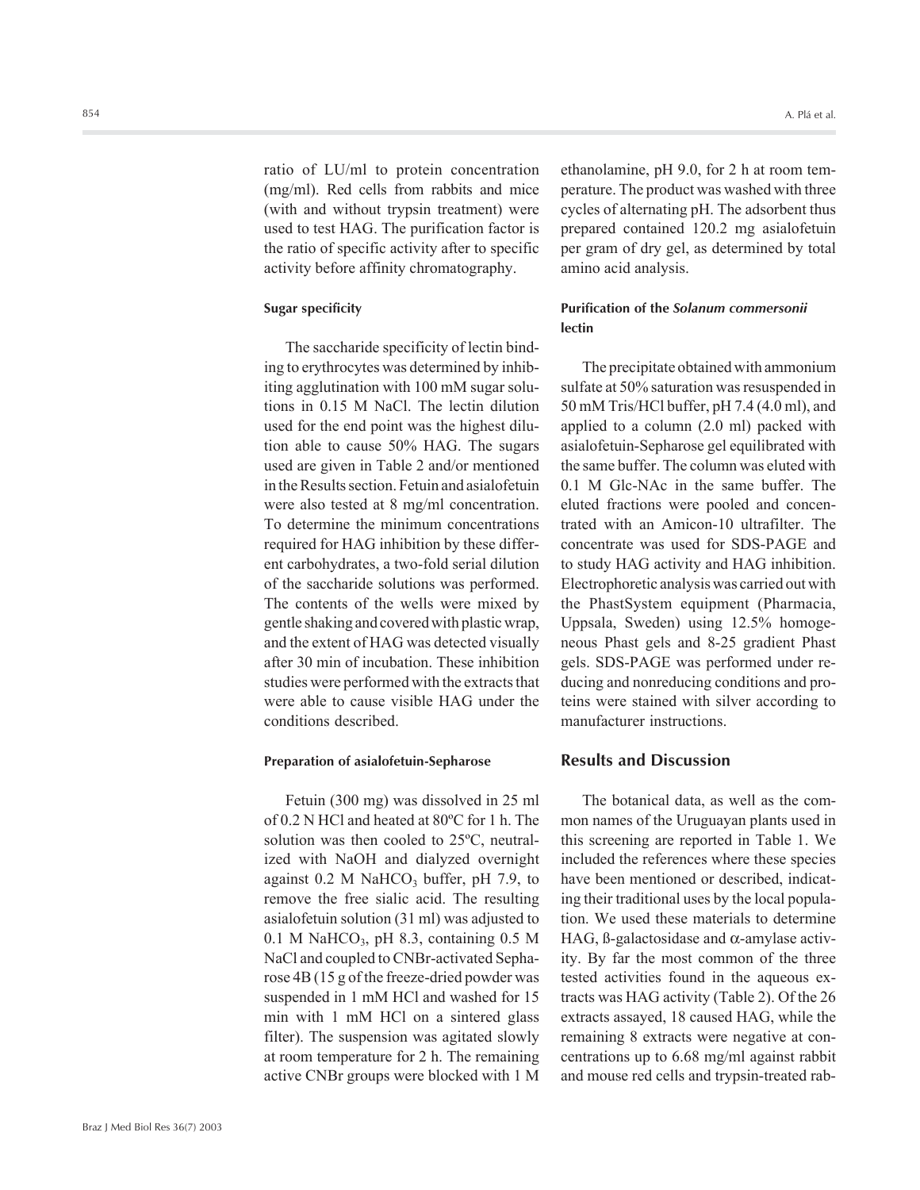ratio of LU/ml to protein concentration (mg/ml). Red cells from rabbits and mice (with and without trypsin treatment) were used to test HAG. The purification factor is the ratio of specific activity after to specific activity before affinity chromatography.

#### Sugar specificity

The saccharide specificity of lectin binding to erythrocytes was determined by inhibiting agglutination with 100 mM sugar solutions in 0.15 M NaCl. The lectin dilution used for the end point was the highest dilution able to cause 50% HAG. The sugars used are given in Table 2 and/or mentioned in the Results section. Fetuin and asialofetuin were also tested at 8 mg/ml concentration. To determine the minimum concentrations required for HAG inhibition by these different carbohydrates, a two-fold serial dilution of the saccharide solutions was performed. The contents of the wells were mixed by gentle shaking and covered with plastic wrap, and the extent of HAG was detected visually after 30 min of incubation. These inhibition studies were performed with the extracts that were able to cause visible HAG under the conditions described.

#### Preparation of asialofetuin-Sepharose

Fetuin (300 mg) was dissolved in 25 ml of 0.2 N HCl and heated at 80ºC for 1 h. The solution was then cooled to 25ºC, neutralized with NaOH and dialyzed overnight against 0.2 M $NaHCO_3$ buffer, pH 7.9, to remove the free sialic acid. The resulting asialofetuin solution (31 ml) was adjusted to 0.1 M $NaHCO_3$, pH 8.3, containing 0.5 M NaCl and coupled to CNBr-activated Sepharose 4B (15 g of the freeze-dried powder was suspended in 1 mM HCl and washed for 15 min with 1 mM HCl on a sintered glass filter). The suspension was agitated slowly at room temperature for 2 h. The remaining active CNBr groups were blocked with 1 M ethanolamine, pH 9.0, for 2 h at room temperature. The product was washed with three cycles of alternating pH. The adsorbent thus prepared contained 120.2 mg asialofetuin per gram of dry gel, as determined by total amino acid analysis.

#### Purification of the *Solanum commersonii* lectin

The precipitate obtained with ammonium sulfate at 50% saturation was resuspended in 50 mM Tris/HCl buffer, pH 7.4 (4.0 ml), and applied to a column (2.0 ml) packed with asialofetuin-Sepharose gel equilibrated with the same buffer. The column was eluted with 0.1 M Glc-NAc in the same buffer. The eluted fractions were pooled and concentrated with an Amicon-10 ultrafilter. The concentrate was used for SDS-PAGE and to study HAG activity and HAG inhibition. Electrophoretic analysis was carried out with the PhastSystem equipment (Pharmacia, Uppsala, Sweden) using 12.5% homogeneous Phast gels and 8-25 gradient Phast gels. SDS-PAGE was performed under reducing and nonreducing conditions and proteins were stained with silver according to manufacturer instructions.

## Results and Discussion

The botanical data, as well as the common names of the Uruguayan plants used in this screening are reported in Table 1. We included the references where these species have been mentioned or described, indicating their traditional uses by the local population. We used these materials to determine HAG, ß-galactosidase and α-amylase activity. By far the most common of the three tested activities found in the aqueous extracts was HAG activity (Table 2). Of the 26 extracts assayed, 18 caused HAG, while the remaining 8 extracts were negative at concentrations up to 6.68 mg/ml against rabbit and mouse red cells and trypsin-treated rab-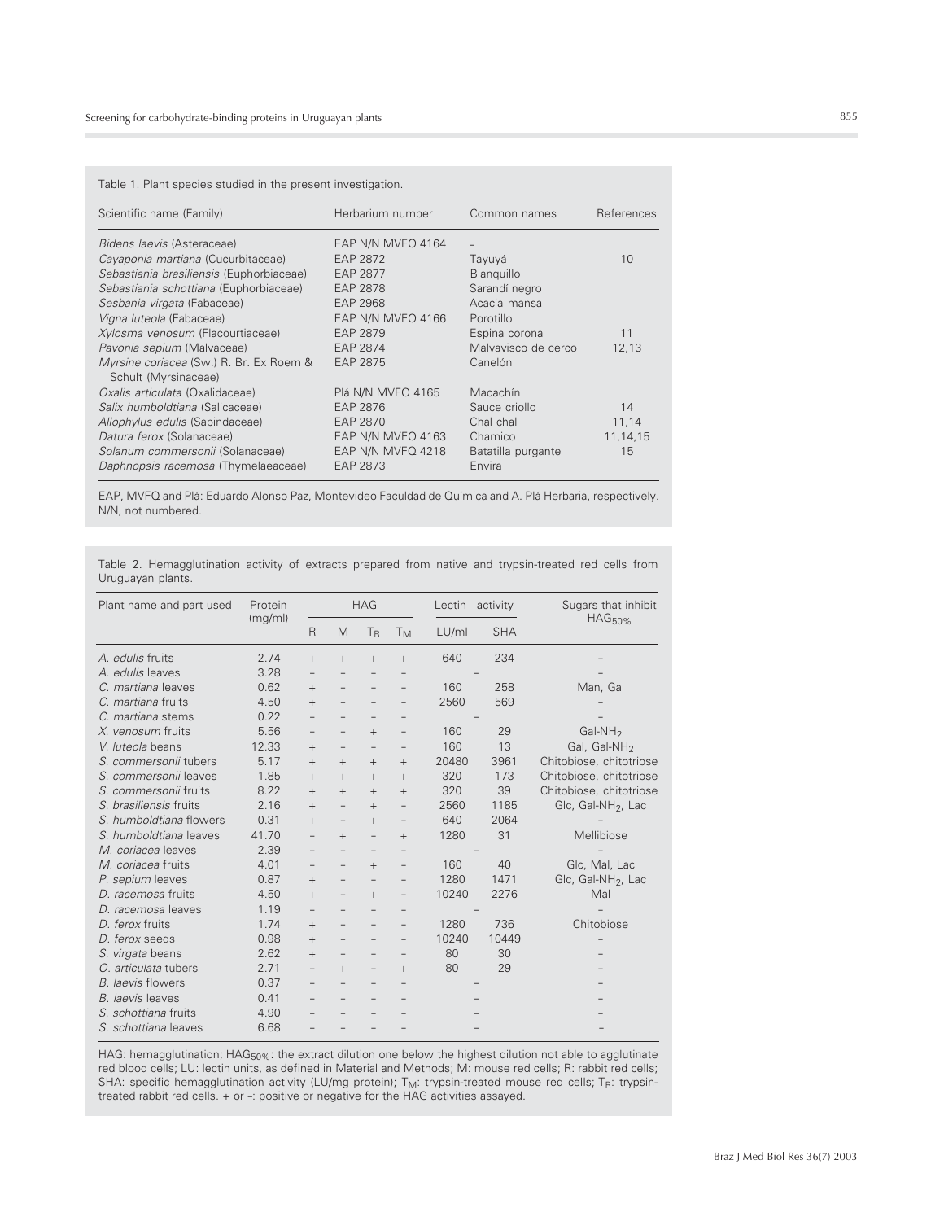Table 1. Plant species studied in the present investigation.

| Scientific name (Family) | Herbarium number | Common names | References |
|---|---|---|---|
| *Bidens laevis* (Asteraceae) | EAP N/N MVFQ 4164 | – | |
| *Cayaponia martiana* (Cucurbitaceae) | EAP 2872 | Tayuyá | 10 |
| *Sebastiania brasiliensis* (Euphorbiaceae) | EAP 2877 | Blanquillo | |
| *Sebastiania schottiana* (Euphorbiaceae) | EAP 2878 | Sarandí negro | |
| *Sesbania virgata* (Fabaceae) | EAP 2968 | Acacia mansa | |
| *Vigna luteola* (Fabaceae) | EAP N/N MVFQ 4166 | Porotillo | |
| *Xylosma venosum* (Flacourtiaceae) | EAP 2879 | Espina corona | 11 |
| *Pavonia sepium* (Malvaceae) | EAP 2874 | Malvavisco de cerco | 12,13 |
| *Myrsine coriacea* (Sw.) R. Br. Ex Roem & Schult (Myrsinaceae) | EAP 2875 | Canelón | |
| *Oxalis articulata* (Oxalidaceae) | Plá N/N MVFQ 4165 | Macachín | |
| *Salix humboldtiana* (Salicaceae) | EAP 2876 | Sauce criollo | 14 |
| *Allophylus edulis* (Sapindaceae) | EAP 2870 | Chal chal | 11,14 |
| *Datura ferox* (Solanaceae) | EAP N/N MVFQ 4163 | Chamico | 11,14,15 |
| *Solanum commersonii* (Solanaceae) | EAP N/N MVFQ 4218 | Batatilla purgante | 15 |
| *Daphnopsis racemosa* (Thymelaeaceae) | EAP 2873 | Envira | |

EAP, MVFQ and Plá: Eduardo Alonso Paz, Montevideo Faculdad de Química and A. Plá Herbaria, respectively. N/N, not numbered.

Table 2. Hemagglutination activity of extracts prepared from native and trypsin-treated red cells from Uruguayan plants.

| Plant name and part used | Protein (mg/ml) | HAG | | | | Lectin activity | | Sugars that inhibit $HAG_{50\%}$ |
|---|---|---|---|---|---|---|---|---|
| | | R | M | $T_R$ | $T_M$ | LU/ml | SHA | |
| *A. edulis* fruits | 2.74 | + | + | + | + | 640 | 234 | – |
| *A. edulis* leaves | 3.28 | – | – | – | – | – | | – |
| *C. martiana* leaves | 0.62 | + | – | – | – | 160 | 258 | Man, Gal |
| *C. martiana* fruits | 4.50 | + | – | – | – | 2560 | 569 | – |
| *C. martiana* stems | 0.22 | – | – | – | – | – | | – |
| *X. venosum* fruits | 5.56 | – | – | + | – | 160 | 29 | $Gal\text{-}NH_2$ |
| *V. luteola* beans | 12.33 | + | – | – | – | 160 | 13 | Gal, $Gal\text{-}NH_2$ |
| *S. commersonii* tubers | 5.17 | + | + | + | + | 20480 | 3961 | Chitobiose, chitotriose |
| *S. commersonii* leaves | 1.85 | + | + | + | + | 320 | 173 | Chitobiose, chitotriose |
| *S. commersonii* fruits | 8.22 | + | + | + | + | 320 | 39 | Chitobiose, chitotriose |
| *S. brasiliensis* fruits | 2.16 | + | – | + | – | 2560 | 1185 | Glc, $Gal\text{-}NH_2$, Lac |
| *S. humboldtiana* flowers | 0.31 | + | – | + | – | 640 | 2064 | – |
| *S. humboldtiana* leaves | 41.70 | – | + | – | + | 1280 | 31 | Mellibiose |
| *M. coriacea* leaves | 2.39 | – | – | – | – | – | | – |
| *M. coriacea* fruits | 4.01 | – | – | + | – | 160 | 40 | Glc, Mal, Lac |
| *P. sepium* leaves | 0.87 | + | – | – | – | 1280 | 1471 | Glc, $Gal\text{-}NH_2$, Lac |
| *D. racemosa* fruits | 4.50 | + | – | + | – | 10240 | 2276 | Mal |
| *D. racemosa* leaves | 1.19 | – | – | – | – | – | | – |
| *D. ferox* fruits | 1.74 | + | – | – | – | 1280 | 736 | Chitobiose |
| *D. ferox* seeds | 0.98 | + | – | – | – | 10240 | 10449 | – |
| *S. virgata* beans | 2.62 | + | – | – | – | 80 | 30 | – |
| *O. articulata* tubers | 2.71 | – | + | – | + | 80 | 29 | – |
| *B. laevis* flowers | 0.37 | – | – | – | – | – | | – |
| *B. laevis* leaves | 0.41 | – | – | – | – | – | | – |
| *S. schottiana* fruits | 4.90 | – | – | – | – | – | | – |
| *S. schottiana* leaves | 6.68 | – | – | – | – | – | | – |

HAG: hemagglutination; $HAG_{50\%}$: the extract dilution one below the highest dilution not able to agglutinate red blood cells; LU: lectin units, as defined in Material and Methods; M: mouse red cells; R: rabbit red cells; SHA: specific hemagglutination activity (LU/mg protein); $T_M$: trypsin-treated mouse red cells; $T_R$: trypsin-treated rabbit red cells. + or –: positive or negative for the HAG activities assayed.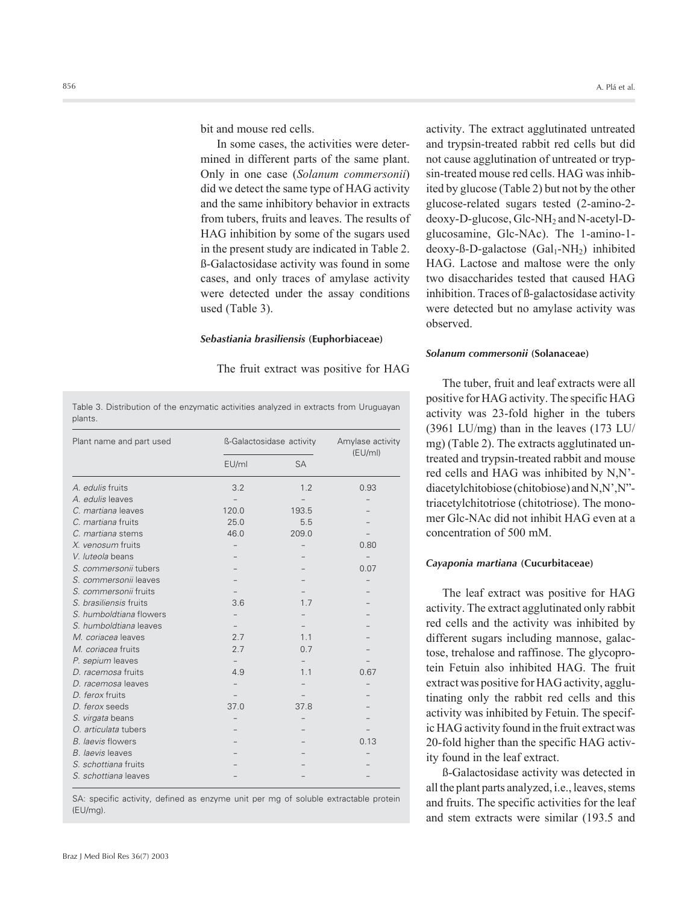bit and mouse red cells.

In some cases, the activities were determined in different parts of the same plant. Only in one case (*Solanum commersonii*) did we detect the same type of HAG activity and the same inhibitory behavior in extracts from tubers, fruits and leaves. The results of HAG inhibition by some of the sugars used in the present study are indicated in Table 2. ß-Galactosidase activity was found in some cases, and only traces of amylase activity were detected under the assay conditions used (Table 3).

#### *Sebastiania brasiliensis* (Euphorbiaceae)

The fruit extract was positive for HAG activity. The extract agglutinated untreated and trypsin-treated rabbit red cells but did not cause agglutination of untreated or trypsin-treated mouse red cells. HAG was inhibited by glucose (Table 2) but not by the other glucose-related sugars tested (2-amino-2-deoxy-D-glucose, Glc-$NH_2$ and N-acetyl-D-glucosamine, Glc-NAc). The 1-amino-1-deoxy-ß-D-galactose ($Gal_1$-$NH_2$) inhibited HAG. Lactose and maltose were the only two disaccharides tested that caused HAG inhibition. Traces of ß-galactosidase activity were detected but no amylase activity was observed.

Table 3. Distribution of the enzymatic activities analyzed in extracts from Uruguayan plants.

| Plant name and part used | ß-Galactosidase activity | | Amylase activity (EU/ml) |
|---|---|---|---|
| | EU/ml | SA | |
| *A. edulis* fruits | 3.2 | 1.2 | 0.93 |
| *A. edulis* leaves | – | – | – |
| *C. martiana* leaves | 120.0 | 193.5 | – |
| *C. martiana* fruits | 25.0 | 5.5 | – |
| *C. martiana* stems | 46.0 | 209.0 | – |
| *X. venosum* fruits | – | – | 0.80 |
| *V. luteola* beans | – | – | – |
| *S. commersonii* tubers | – | – | 0.07 |
| *S. commersonii* leaves | – | – | – |
| *S. commersonii* fruits | – | – | – |
| *S. brasiliensis* fruits | 3.6 | 1.7 | – |
| *S. humboldtiana* flowers | – | – | – |
| *S. humboldtiana* leaves | – | – | – |
| *M. coriacea* leaves | 2.7 | 1.1 | – |
| *M. coriacea* fruits | 2.7 | 0.7 | – |
| *P. sepium* leaves | – | – | – |
| *D. racemosa* fruits | 4.9 | 1.1 | 0.67 |
| *D. racemosa* leaves | – | – | – |
| *D. ferox* fruits | – | – | – |
| *D. ferox* seeds | 37.0 | 37.8 | – |
| *S. virgata* beans | – | – | – |
| *O. articulata* tubers | – | – | – |
| *B. laevis* flowers | – | – | 0.13 |
| *B. laevis* leaves | – | – | – |
| *S. schottiana* fruits | – | – | – |
| *S. schottiana* leaves | – | – | – |

SA: specific activity, defined as enzyme unit per mg of soluble extractable protein (EU/mg).

#### *Solanum commersonii* (Solanaceae)

The tuber, fruit and leaf extracts were all positive for HAG activity. The specific HAG activity was 23-fold higher in the tubers (3961 LU/mg) than in the leaves (173 LU/mg) (Table 2). The extracts agglutinated untreated and trypsin-treated rabbit and mouse red cells and HAG was inhibited by N,N'-diacetylchitobiose (chitobiose) and N,N',N"-triacetylchitotriose (chitotriose). The monomer Glc-NAc did not inhibit HAG even at a concentration of 500 mM.

#### *Cayaponia martiana* (Cucurbitaceae)

The leaf extract was positive for HAG activity. The extract agglutinated only rabbit red cells and the activity was inhibited by different sugars including mannose, galactose, trehalose and raffinose. The glycoprotein Fetuin also inhibited HAG. The fruit extract was positive for HAG activity, agglutinating only the rabbit red cells and this activity was inhibited by Fetuin. The specific HAG activity found in the fruit extract was 20-fold higher than the specific HAG activity found in the leaf extract.

ß-Galactosidase activity was detected in all the plant parts analyzed, i.e., leaves, stems and fruits. The specific activities for the leaf and stem extracts were similar (193.5 and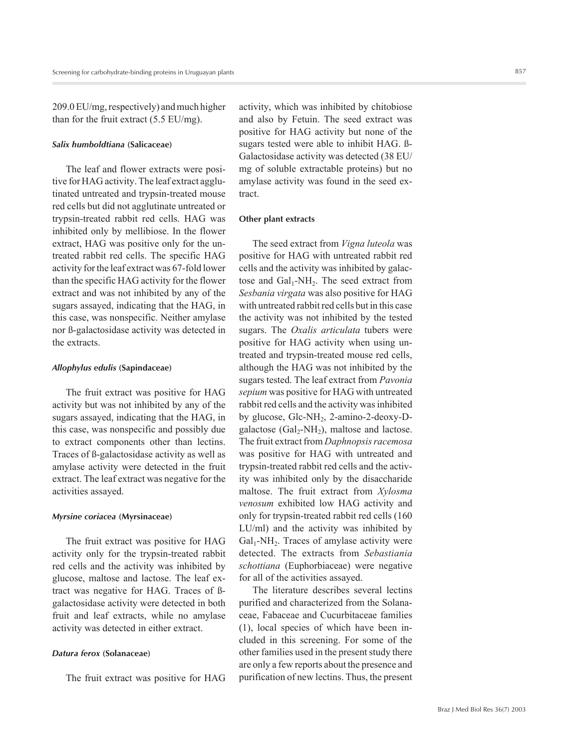209.0 EU/mg, respectively) and much higher than for the fruit extract (5.5 EU/mg).

#### *Salix humboldtiana* (Salicaceae)

The leaf and flower extracts were positive for HAG activity. The leaf extract agglutinated untreated and trypsin-treated mouse red cells but did not agglutinate untreated or trypsin-treated rabbit red cells. HAG was inhibited only by mellibiose. In the flower extract, HAG was positive only for the untreated rabbit red cells. The specific HAG activity for the leaf extract was 67-fold lower than the specific HAG activity for the flower extract and was not inhibited by any of the sugars assayed, indicating that the HAG, in this case, was nonspecific. Neither amylase nor ß-galactosidase activity was detected in the extracts.

#### *Allophylus edulis* (Sapindaceae)

The fruit extract was positive for HAG activity but was not inhibited by any of the sugars assayed, indicating that the HAG, in this case, was nonspecific and possibly due to extract components other than lectins. Traces of ß-galactosidase activity as well as amylase activity were detected in the fruit extract. The leaf extract was negative for the activities assayed.

#### *Myrsine coriacea* (Myrsinaceae)

The fruit extract was positive for HAG activity only for the trypsin-treated rabbit red cells and the activity was inhibited by glucose, maltose and lactose. The leaf extract was negative for HAG. Traces of ß-galactosidase activity were detected in both fruit and leaf extracts, while no amylase activity was detected in either extract.

#### *Datura ferox* (Solanaceae)

The fruit extract was positive for HAG activity, which was inhibited by chitobiose and also by Fetuin. The seed extract was positive for HAG activity but none of the sugars tested were able to inhibit HAG. ß-Galactosidase activity was detected (38 EU/mg of soluble extractable proteins) but no amylase activity was found in the seed extract.

#### Other plant extracts

The seed extract from *Vigna luteola* was positive for HAG with untreated rabbit red cells and the activity was inhibited by galactose and $Gal_1$-$NH_2$. The seed extract from *Sesbania virgata* was also positive for HAG with untreated rabbit red cells but in this case the activity was not inhibited by the tested sugars. The *Oxalis articulata* tubers were positive for HAG activity when using untreated and trypsin-treated mouse red cells, although the HAG was not inhibited by the sugars tested. The leaf extract from *Pavonia sepium* was positive for HAG with untreated rabbit red cells and the activity was inhibited by glucose, Glc-$NH_2$, 2-amino-2-deoxy-D-galactose ($Gal_2$-$NH_2$), maltose and lactose. The fruit extract from *Daphnopsis racemosa* was positive for HAG with untreated and trypsin-treated rabbit red cells and the activity was inhibited only by the disaccharide maltose. The fruit extract from *Xylosma venosum* exhibited low HAG activity and only for trypsin-treated rabbit red cells (160 LU/ml) and the activity was inhibited by $Gal_1$-$NH_2$. Traces of amylase activity were detected. The extracts from *Sebastiania schottiana* (Euphorbiaceae) were negative for all of the activities assayed.

The literature describes several lectins purified and characterized from the Solanaceae, Fabaceae and Cucurbitaceae families (1), local species of which have been included in this screening. For some of the other families used in the present study there are only a few reports about the presence and purification of new lectins. Thus, the present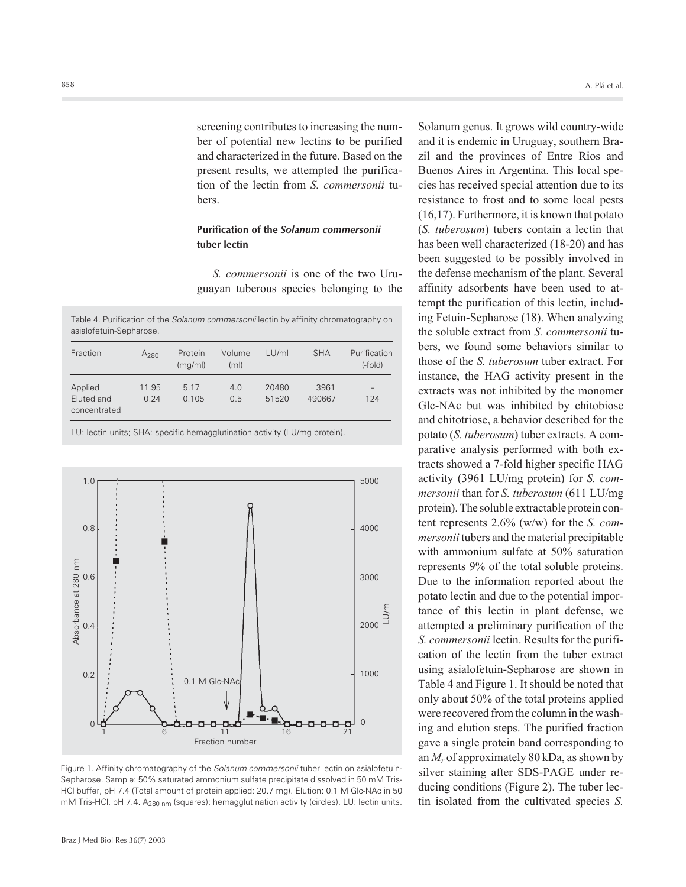screening contributes to increasing the number of potential new lectins to be purified and characterized in the future. Based on the present results, we attempted the purification of the lectin from *S. commersonii* tubers.

### Purification of the *Solanum commersonii* tuber lectin

*S. commersonii* is one of the two Uruguayan tuberous species belonging to the Solanum genus. It grows wild country-wide and it is endemic in Uruguay, southern Brazil and the provinces of Entre Rios and Buenos Aires in Argentina. This local species has received special attention due to its resistance to frost and to some local pests (16,17). Furthermore, it is known that potato (*S. tuberosum*) tubers contain a lectin that has been well characterized (18-20) and has been suggested to be possibly involved in the defense mechanism of the plant. Several affinity adsorbents have been used to attempt the purification of this lectin, including Fetuin-Sepharose (18). When analyzing the soluble extract from *S. commersonii* tubers, we found some behaviors similar to those of the *S. tuberosum* tuber extract. For instance, the HAG activity present in the extracts was not inhibited by the monomer Glc-NAc but was inhibited by chitobiose and chitotriose, a behavior described for the potato (*S. tuberosum*) tuber extracts. A comparative analysis performed with both extracts showed a 7-fold higher specific HAG activity (3961 LU/mg protein) for *S. commersonii* than for *S. tuberosum* (611 LU/mg protein). The soluble extractable protein content represents 2.6% (w/w) for the *S. commersonii* tubers and the material precipitable with ammonium sulfate at 50% saturation represents 9% of the total soluble proteins. Due to the information reported about the potato lectin and due to the potential importance of this lectin in plant defense, we attempted a preliminary purification of the *S. commersonii* lectin. Results for the purification of the lectin from the tuber extract using asialofetuin-Sepharose are shown in Table 4 and Figure 1. It should be noted that only about 50% of the total proteins applied were recovered from the column in the washing and elution steps. The purified fraction gave a single protein band corresponding to an $M_r$ of approximately 80 kDa, as shown by silver staining after SDS-PAGE under reducing conditions (Figure 2). The tuber lectin isolated from the cultivated species *S.*

Table 4. Purification of the *Solanum commersonii* lectin by affinity chromatography on asialofetuin-Sepharose.

| Fraction | $A_{280}$ | Protein (mg/ml) | Volume (ml) | LU/ml | SHA | Purification (-fold) |
|---|---|---|---|---|---|---|
| Applied | 11.95 | 5.17 | 4.0 | 20480 | 3961 | – |
| Eluted and concentrated | 0.24 | 0.105 | 0.5 | 51520 | 490667 | 124 |

LU: lectin units; SHA: specific hemagglutination activity (LU/mg protein).

Figure 1. Affinity chromatography of the *Solanum commersonii* tuber lectin on asialofetuin-Sepharose. Sample: 50% saturated ammonium sulfate precipitate dissolved in 50 mM Tris-HCl buffer, pH 7.4 (Total amount of protein applied: 20.7 mg). Elution: 0.1 M Glc-NAc in 50 mM Tris-HCl, pH 7.4. $A_{280\ nm}$ (squares); hemagglutination activity (circles). LU: lectin units.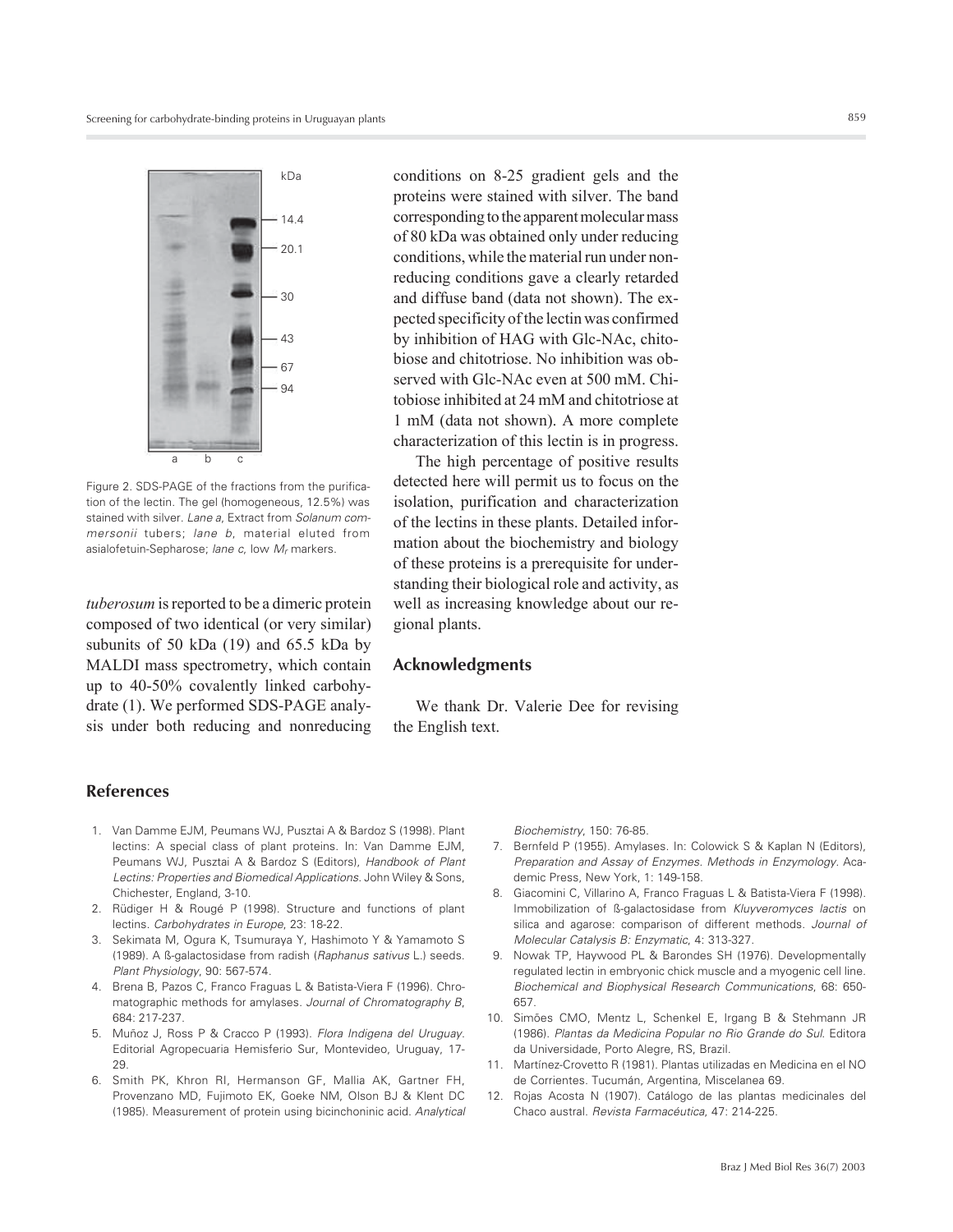Figure 2. SDS-PAGE of the fractions from the purification of the lectin. The gel (homogeneous, 12.5%) was stained with silver. *Lane a*, Extract from *Solanum commersonii* tubers; *lane b*, material eluted from asialofetuin-Sepharose; *lane c*, low $M_r$ markers.

*tuberosum* is reported to be a dimeric protein composed of two identical (or very similar) subunits of 50 kDa (19) and 65.5 kDa by MALDI mass spectrometry, which contain up to 40-50% covalently linked carbohydrate (1). We performed SDS-PAGE analysis under both reducing and nonreducing conditions on 8-25 gradient gels and the proteins were stained with silver. The band corresponding to the apparent molecular mass of 80 kDa was obtained only under reducing conditions, while the material run under nonreducing conditions gave a clearly retarded and diffuse band (data not shown). The expected specificity of the lectin was confirmed by inhibition of HAG with Glc-NAc, chitobiose and chitotriose. No inhibition was observed with Glc-NAc even at 500 mM. Chitobiose inhibited at 24 mM and chitotriose at 1 mM (data not shown). A more complete characterization of this lectin is in progress.

The high percentage of positive results detected here will permit us to focus on the isolation, purification and characterization of the lectins in these plants. Detailed information about the biochemistry and biology of these proteins is a prerequisite for understanding their biological role and activity, as well as increasing knowledge about our regional plants.

## Acknowledgments

We thank Dr. Valerie Dee for revising the English text.

## References

1. Van Damme EJM, Peumans WJ, Pusztai A & Bardoz S (1998). Plant lectins: A special class of plant proteins. In: Van Damme EJM, Peumans WJ, Pusztai A & Bardoz S (Editors), *Handbook of Plant Lectins: Properties and Biomedical Applications*. John Wiley & Sons, Chichester, England, 3-10.
2. Rüdiger H & Rougé P (1998). Structure and functions of plant lectins. *Carbohydrates in Europe*, 23: 18-22.
3. Sekimata M, Ogura K, Tsumuraya Y, Hashimoto Y & Yamamoto S (1989). A ß-galactosidase from radish (*Raphanus sativus* L.) seeds. *Plant Physiology*, 90: 567-574.
4. Brena B, Pazos C, Franco Fraguas L & Batista-Viera F (1996). Chromatographic methods for amylases. *Journal of Chromatography B*, 684: 217-237.
5. Muñoz J, Ross P & Cracco P (1993). *Flora Indigena del Uruguay*. Editorial Agropecuaria Hemisferio Sur, Montevideo, Uruguay, 17-29.
6. Smith PK, Khron RI, Hermanson GF, Mallia AK, Gartner FH, Provenzano MD, Fujimoto EK, Goeke NM, Olson BJ & Klent DC (1985). Measurement of protein using bicinchoninic acid. *Analytical Biochemistry*, 150: 76-85.
7. Bernfeld P (1955). Amylases. In: Colowick S & Kaplan N (Editors), *Preparation and Assay of Enzymes. Methods in Enzymology*. Academic Press, New York, 1: 149-158.
8. Giacomini C, Villarino A, Franco Fraguas L & Batista-Viera F (1998). Immobilization of ß-galactosidase from *Kluyveromyces lactis* on silica and agarose: comparison of different methods. *Journal of Molecular Catalysis B: Enzymatic*, 4: 313-327.
9. Nowak TP, Haywood PL & Barondes SH (1976). Developmentally regulated lectin in embryonic chick muscle and a myogenic cell line. *Biochemical and Biophysical Research Communications*, 68: 650-657.
10. Simões CMO, Mentz L, Schenkel E, Irgang B & Stehmann JR (1986). *Plantas da Medicina Popular no Rio Grande do Sul*. Editora da Universidade, Porto Alegre, RS, Brazil.
11. Martínez-Crovetto R (1981). Plantas utilizadas en Medicina en el NO de Corrientes. Tucumán, Argentina, Miscelanea 69.
12. Rojas Acosta N (1907). Catálogo de las plantas medicinales del Chaco austral. *Revista Farmacéutica*, 47: 214-225.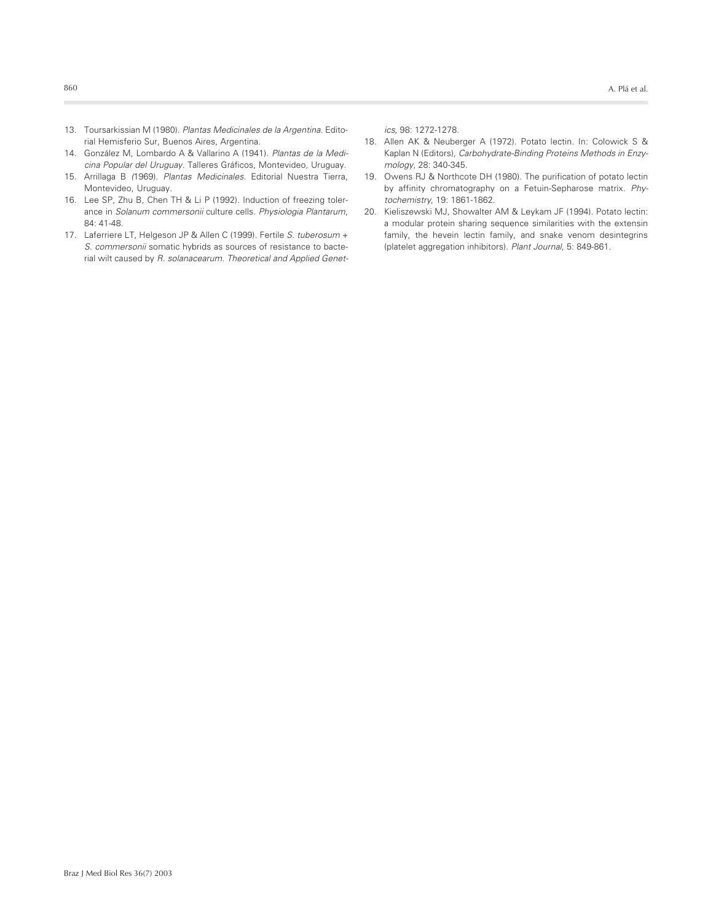13. Toursarkissian M (1980). *Plantas Medicinales de la Argentina*. Editorial Hemisferio Sur, Buenos Aires, Argentina.
14. González M, Lombardo A & Vallarino A (1941). *Plantas de la Medicina Popular del Uruguay*. Talleres Gráficos, Montevideo, Uruguay.
15. Arrillaga B (1969). *Plantas Medicinales*. Editorial Nuestra Tierra, Montevideo, Uruguay.
16. Lee SP, Zhu B, Chen TH & Li P (1992). Induction of freezing tolerance in *Solanum commersonii* culture cells. *Physiologia Plantarum*, 84: 41-48.
17. Laferriere LT, Helgeson JP & Allen C (1999). Fertile *S. tuberosum* + *S. commersonii* somatic hybrids as sources of resistance to bacterial wilt caused by *R. solanacearum*. *Theoretical and Applied Genetics*, 98: 1272-1278.
18. Allen AK & Neuberger A (1972). Potato lectin. In: Colowick S & Kaplan N (Editors), *Carbohydrate-Binding Proteins Methods in Enzymology*, 28: 340-345.
19. Owens RJ & Northcote DH (1980). The purification of potato lectin by affinity chromatography on a Fetuin-Sepharose matrix. *Phytochemistry*, 19: 1861-1862.
20. Kieliszewski MJ, Showalter AM & Leykam JF (1994). Potato lectin: a modular protein sharing sequence similarities with the extensin family, the hevein lectin family, and snake venom desintegrins (platelet aggregation inhibitors). *Plant Journal*, 5: 849-861.